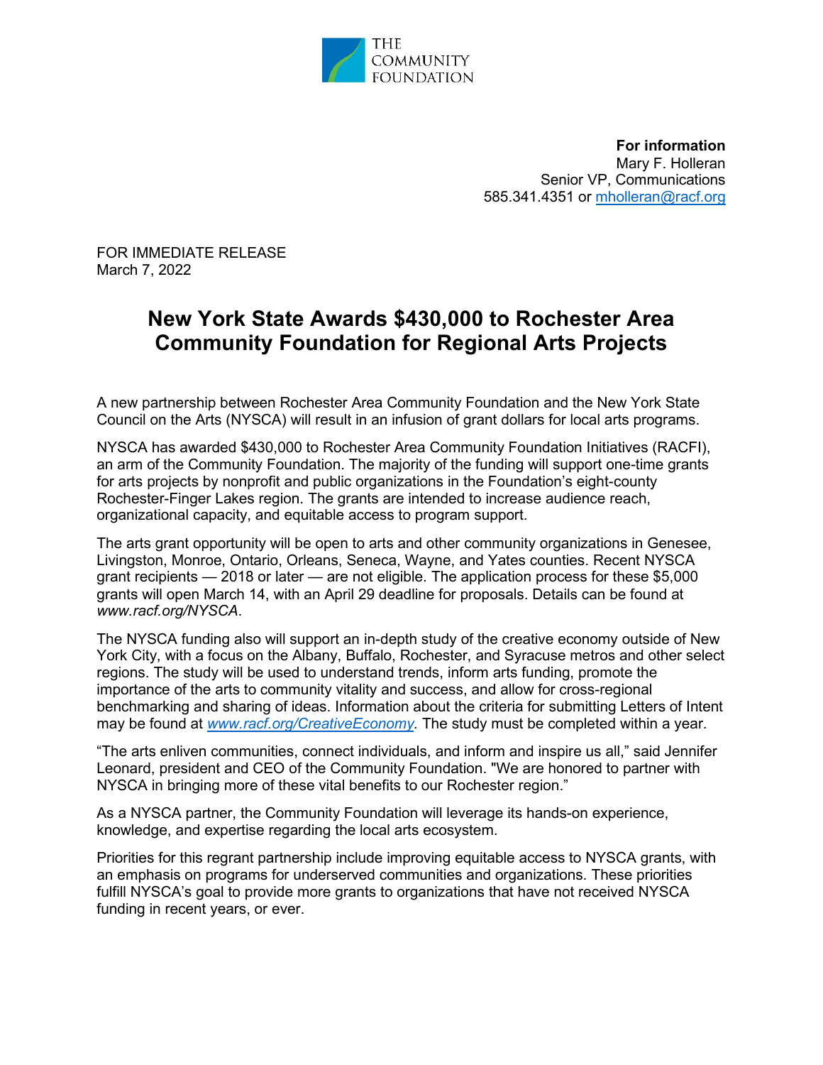THE COMMUNITY FOUNDATION

**For information**
Mary F. Holleran
Senior VP, Communications
585.341.4351 or mholleran@racf.org

FOR IMMEDIATE RELEASE
March 7, 2022

# New York State Awards $430,000 to Rochester Area Community Foundation for Regional Arts Projects

A new partnership between Rochester Area Community Foundation and the New York State Council on the Arts (NYSCA) will result in an infusion of grant dollars for local arts programs.

NYSCA has awarded $430,000 to Rochester Area Community Foundation Initiatives (RACFI), an arm of the Community Foundation. The majority of the funding will support one-time grants for arts projects by nonprofit and public organizations in the Foundation's eight-county Rochester-Finger Lakes region. The grants are intended to increase audience reach, organizational capacity, and equitable access to program support.

The arts grant opportunity will be open to arts and other community organizations in Genesee, Livingston, Monroe, Ontario, Orleans, Seneca, Wayne, and Yates counties. Recent NYSCA grant recipients — 2018 or later — are not eligible. The application process for these $5,000 grants will open March 14, with an April 29 deadline for proposals. Details can be found at *www.racf.org/NYSCA*.

The NYSCA funding also will support an in-depth study of the creative economy outside of New York City, with a focus on the Albany, Buffalo, Rochester, and Syracuse metros and other select regions. The study will be used to understand trends, inform arts funding, promote the importance of the arts to community vitality and success, and allow for cross-regional benchmarking and sharing of ideas. Information about the criteria for submitting Letters of Intent may be found at *www.racf.org/CreativeEconomy*. The study must be completed within a year.

"The arts enliven communities, connect individuals, and inform and inspire us all," said Jennifer Leonard, president and CEO of the Community Foundation. "We are honored to partner with NYSCA in bringing more of these vital benefits to our Rochester region."

As a NYSCA partner, the Community Foundation will leverage its hands-on experience, knowledge, and expertise regarding the local arts ecosystem.

Priorities for this regrant partnership include improving equitable access to NYSCA grants, with an emphasis on programs for underserved communities and organizations. These priorities fulfill NYSCA's goal to provide more grants to organizations that have not received NYSCA funding in recent years, or ever.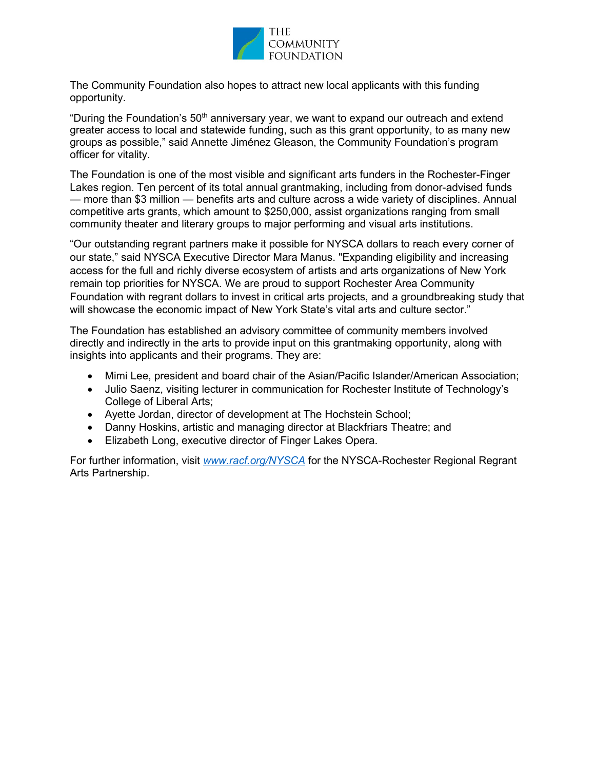The Community Foundation also hopes to attract new local applicants with this funding opportunity.

"During the Foundation's 50th anniversary year, we want to expand our outreach and extend greater access to local and statewide funding, such as this grant opportunity, to as many new groups as possible," said Annette Jiménez Gleason, the Community Foundation's program officer for vitality.

The Foundation is one of the most visible and significant arts funders in the Rochester-Finger Lakes region. Ten percent of its total annual grantmaking, including from donor-advised funds — more than $3 million — benefits arts and culture across a wide variety of disciplines. Annual competitive arts grants, which amount to $250,000, assist organizations ranging from small community theater and literary groups to major performing and visual arts institutions.

"Our outstanding regrant partners make it possible for NYSCA dollars to reach every corner of our state," said NYSCA Executive Director Mara Manus. "Expanding eligibility and increasing access for the full and richly diverse ecosystem of artists and arts organizations of New York remain top priorities for NYSCA. We are proud to support Rochester Area Community Foundation with regrant dollars to invest in critical arts projects, and a groundbreaking study that will showcase the economic impact of New York State's vital arts and culture sector."

The Foundation has established an advisory committee of community members involved directly and indirectly in the arts to provide input on this grantmaking opportunity, along with insights into applicants and their programs. They are:

- Mimi Lee, president and board chair of the Asian/Pacific Islander/American Association;
- Julio Saenz, visiting lecturer in communication for Rochester Institute of Technology's College of Liberal Arts;
- Ayette Jordan, director of development at The Hochstein School;
- Danny Hoskins, artistic and managing director at Blackfriars Theatre; and
- Elizabeth Long, executive director of Finger Lakes Opera.

For further information, visit *www.racf.org/NYSCA* for the NYSCA-Rochester Regional Regrant Arts Partnership.